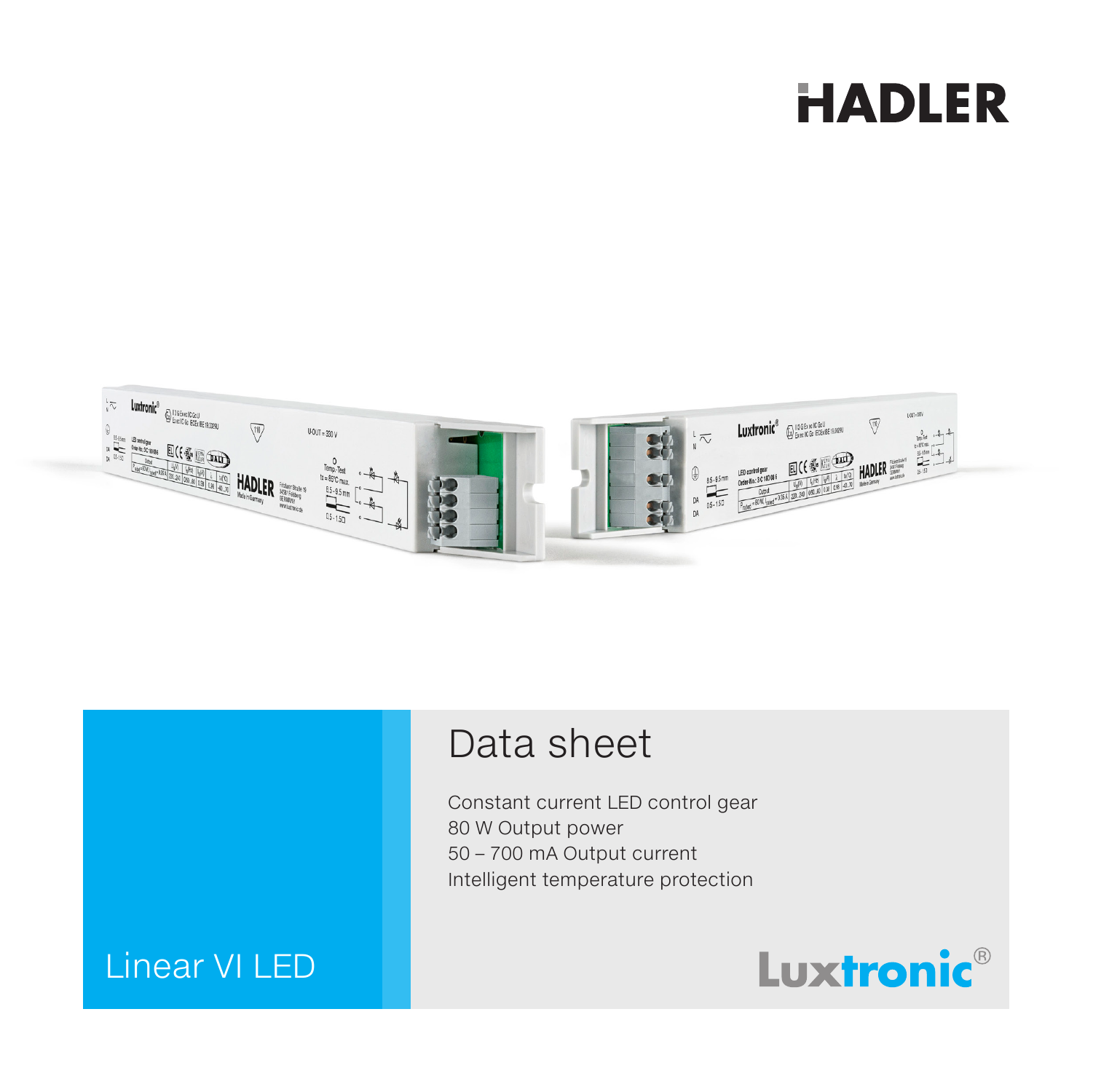HADLER

# Data sheet

Constant current LED control gear
80 W Output power
50 – 700 mA Output current
Intelligent temperature protection

## Linear VI LED

Luxtronic®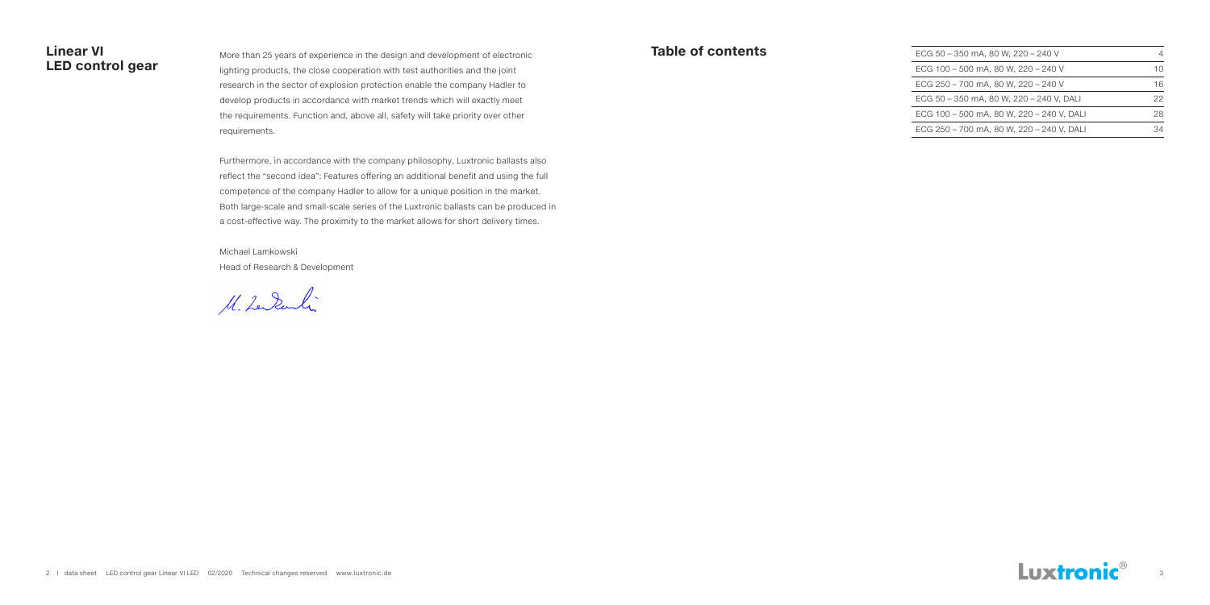# Linear VI LED control gear

More than 25 years of experience in the design and development of electronic lighting products, the close cooperation with test authorities and the joint research in the sector of explosion protection enable the company Hadler to develop products in accordance with market trends which will exactly meet the requirements. Function and, above all, safety will take priority over other requirements.

Furthermore, in accordance with the company philosophy, Luxtronic ballasts also reflect the "second idea": Features offering an additional benefit and using the full competence of the company Hadler to allow for a unique position in the market. Both large-scale and small-scale series of the Luxtronic ballasts can be produced in a cost-effective way. The proximity to the market allows for short delivery times.

Michael Lamkowski
Head of Research & Development

## Table of contents

| | |
|---|---|
| ECG 50 – 350 mA, 80 W, 220 – 240 V | 4 |
| ECG 100 – 500 mA, 80 W, 220 – 240 V | 10 |
| ECG 250 – 700 mA, 80 W, 220 – 240 V | 16 |
| ECG 50 – 350 mA, 80 W, 220 – 240 V, DALI | 22 |
| ECG 100 – 500 mA, 80 W, 220 – 240 V, DALI | 28 |
| ECG 250 – 700 mA, 80 W, 220 – 240 V, DALI | 34 |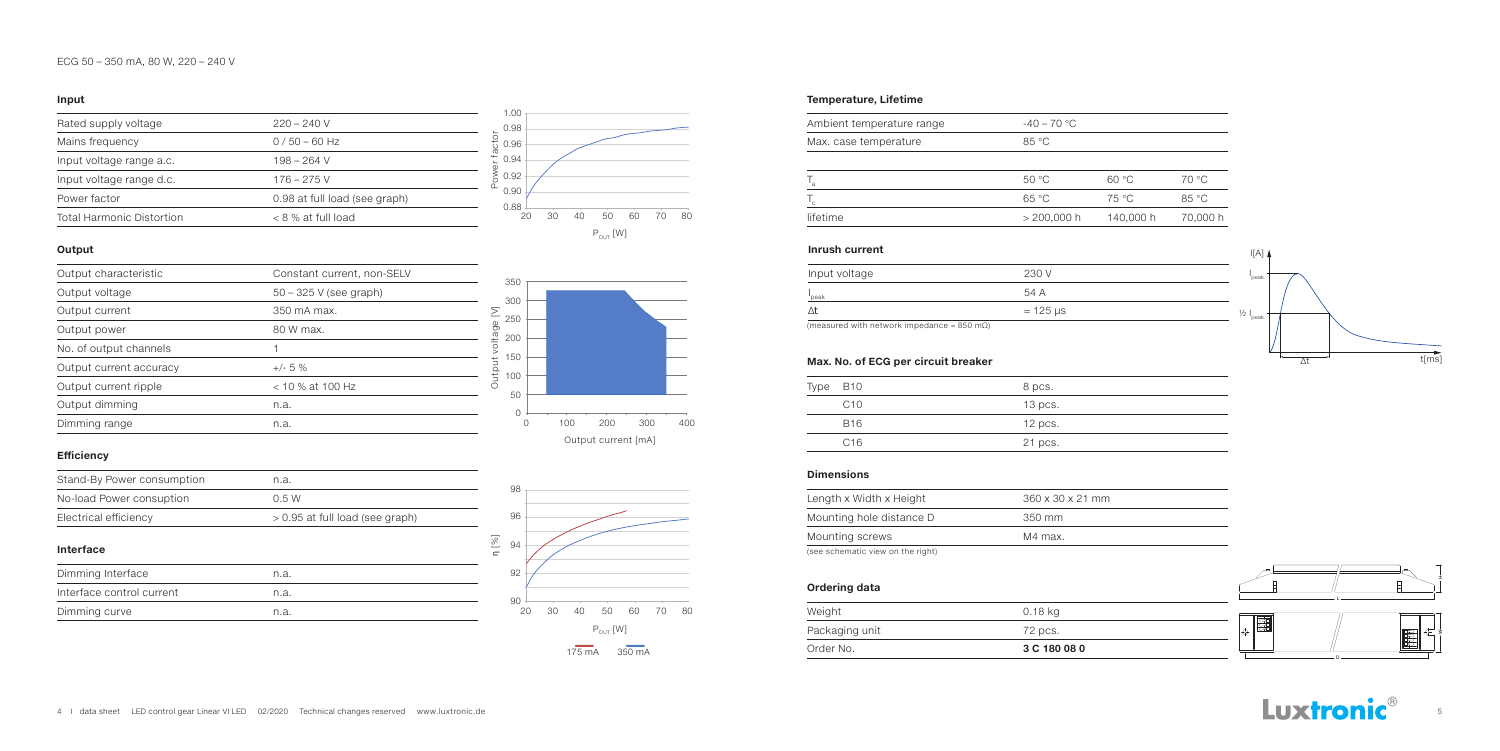ECG 50 – 350 mA, 80 W, 220 – 240 V

### Input

| | |
|---|---|
| Rated supply voltage | 220 – 240 V |
| Mains frequency | 0 / 50 – 60 Hz |
| Input voltage range a.c. | 198 – 264 V |
| Input voltage range d.c. | 176 – 275 V |
| Power factor | 0.98 at full load (see graph) |
| Total Harmonic Distortion | < 8 % at full load |

### Output

| | |
|---|---|
| Output characteristic | Constant current, non-SELV |
| Output voltage | 50 – 325 V (see graph) |
| Output current | 350 mA max. |
| Output power | 80 W max. |
| No. of output channels | 1 |
| Output current accuracy | +/- 5 % |
| Output current ripple | < 10 % at 100 Hz |
| Output dimming | n.a. |
| Dimming range | n.a. |

### Efficiency

| | |
|---|---|
| Stand-By Power consumption | n.a. |
| No-load Power consuption | 0.5 W |
| Electrical efficiency | > 0.95 at full load (see graph) |

### Interface

| | |
|---|---|
| Dimming Interface | n.a. |
| Interface control current | n.a. |
| Dimming curve | n.a. |

175 mA 350 mA

### Temperature, Lifetime

| | | | |
|---|---|---|---|
| Ambient temperature range | -40 – 70 °C | | |
| Max. case temperature | 85 °C | | |
| $T_a$ | 50 °C | 60 °C | 70 °C |
| $T_c$ | 65 °C | 75 °C | 85 °C |
| lifetime | > 200,000 h | 140,000 h | 70,000 h |

### Inrush current

| | |
|---|---|
| Input voltage | 230 V |
| $I_{peak}$ | 54 A |
| Δt | ≈ 125 µs |

(measured with network impedance = 850 mΩ)

### Max. No. of ECG per circuit breaker

| Type | |
|---|---|
| B10 | 8 pcs. |
| C10 | 13 pcs. |
| B16 | 12 pcs. |
| C16 | 21 pcs. |

### Dimensions

| | |
|---|---|
| Length x Width x Height | 360 x 30 x 21 mm |
| Mounting hole distance D | 350 mm |
| Mounting screws | M4 max. |

(see schematic view on the right)

### Ordering data

| | |
|---|---|
| Weight | 0.18 kg |
| Packaging unit | 72 pcs. |
| Order No. | **3 C 180 08 0** |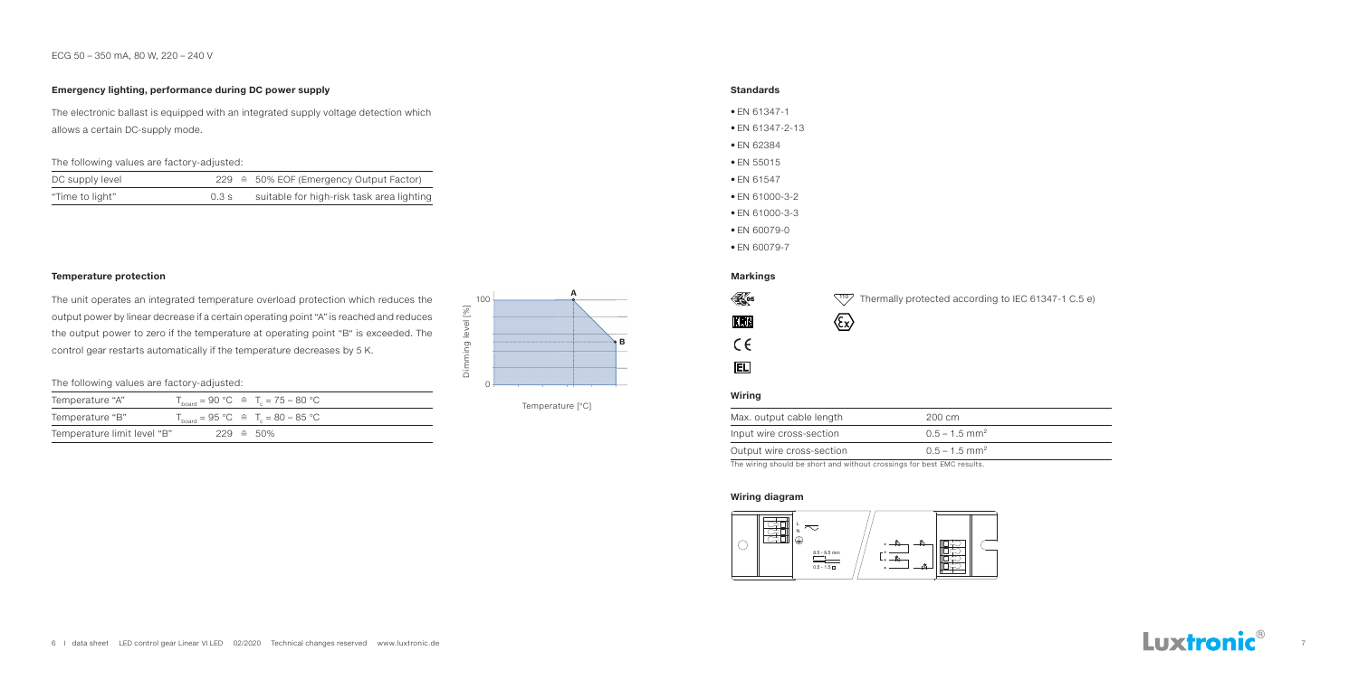ECG 50 – 350 mA, 80 W, 220 – 240 V

### Emergency lighting, performance during DC power supply

The electronic ballast is equipped with an integrated supply voltage detection which allows a certain DC-supply mode.

The following values are factory-adjusted:

| | | |
|---|---|---|
| DC supply level | 229 ≙ | 50% EOF (Emergency Output Factor) |
| "Time to light" | 0.3 s | suitable for high-risk task area lighting |

### Temperature protection

The unit operates an integrated temperature overload protection which reduces the output power by linear decrease if a certain operating point "A" is reached and reduces the output power to zero if the temperature at operating point "B" is exceeded. The control gear restarts automatically if the temperature decreases by 5 K.

The following values are factory-adjusted:

| | |
|---|---|
| Temperature "A" | $T_{board}$ = 90 °C ≙ $T_c$ = 75 – 80 °C |
| Temperature "B" | $T_{board}$ = 95 °C ≙ $T_c$ = 80 – 85 °C |
| Temperature limit level "B" | 229 ≙ 50% |

Dimming level [%]

Temperature [°C]

### Standards

- EN 61347-1
- EN 61347-2-13
- EN 62384
- EN 55015
- EN 61547
- EN 61000-3-2
- EN 61000-3-3
- EN 60079-0
- EN 60079-7

### Markings

Thermally protected according to IEC 61347-1 C.5 e)

### Wiring

| | |
|---|---|
| Max. output cable length | 200 cm |
| Input wire cross-section | 0.5 – 1.5 mm² |
| Output wire cross-section | 0.5 – 1.5 mm² |

The wiring should be short and without crossings for best EMC results.

### Wiring diagram

8.5 – 9.5 mm

0.5 – 1.5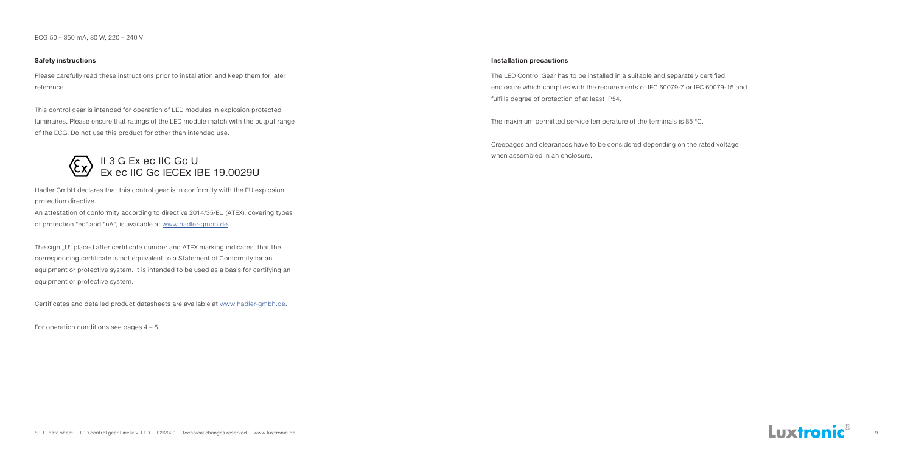ECG 50 – 350 mA, 80 W, 220 – 240 V

**Safety instructions**

Please carefully read these instructions prior to installation and keep them for later reference.

This control gear is intended for operation of LED modules in explosion protected luminaires. Please ensure that ratings of the LED module match with the output range of the ECG. Do not use this product for other than intended use.

II 3 G Ex ec IIC Gc U
Ex ec IIC Gc IECEx IBE 19.0029U

Hadler GmbH declares that this control gear is in conformity with the EU explosion protection directive.
An attestation of conformity according to directive 2014/35/EU (ATEX), covering types of protection "ec" and "nA", is available at www.hadler-gmbh.de.

The sign „U" placed after certificate number and ATEX marking indicates, that the corresponding certificate is not equivalent to a Statement of Conformity for an equipment or protective system. It is intended to be used as a basis for certifying an equipment or protective system.

Certificates and detailed product datasheets are available at www.hadler-gmbh.de.

For operation conditions see pages 4 – 6.

**Installation precautions**

The LED Control Gear has to be installed in a suitable and separately certified enclosure which complies with the requirements of IEC 60079-7 or IEC 60079-15 and fulfills degree of protection of at least IP54.

The maximum permitted service temperature of the terminals is 85 °C.

Creepages and clearances have to be considered depending on the rated voltage when assembled in an enclosure.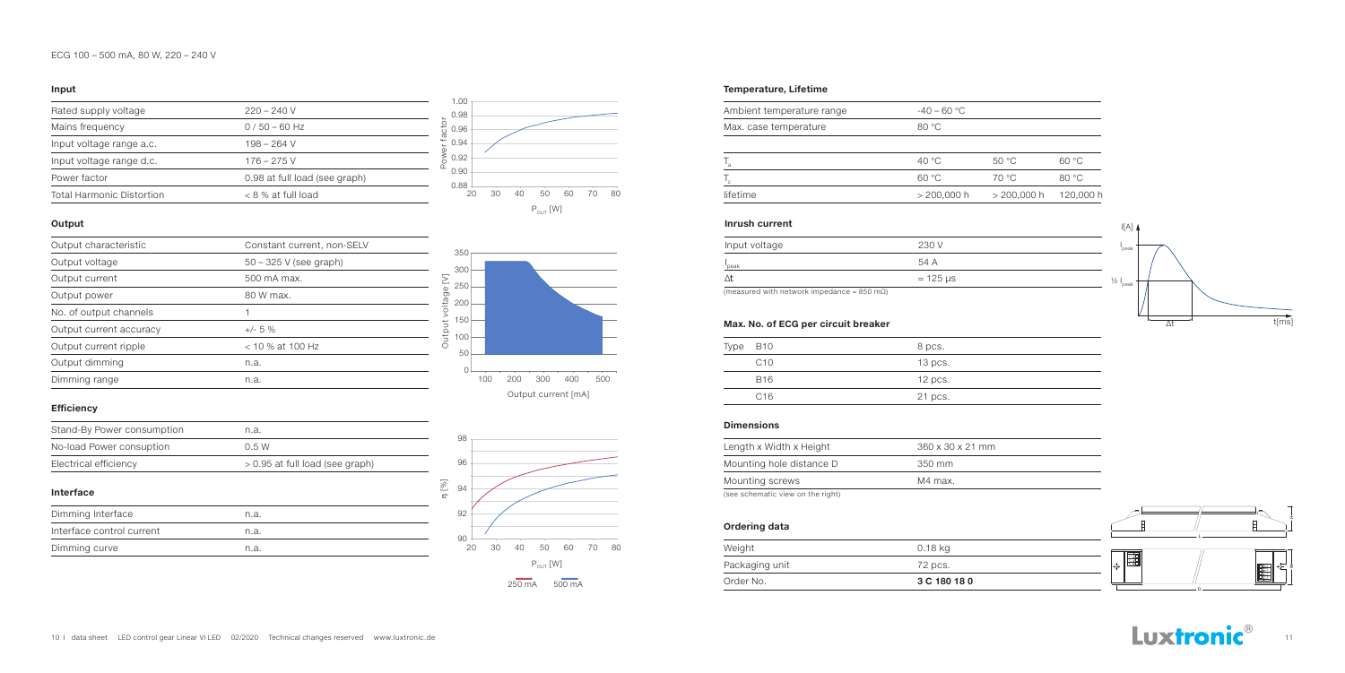ECG 100 – 500 mA, 80 W, 220 – 240 V

## Input

| | |
|---|---|
| Rated supply voltage | 220 – 240 V |
| Mains frequency | 0 / 50 – 60 Hz |
| Input voltage range a.c. | 198 – 264 V |
| Input voltage range d.c. | 176 – 275 V |
| Power factor | 0.98 at full load (see graph) |
| Total Harmonic Distortion | < 8 % at full load |

## Output

| | |
|---|---|
| Output characteristic | Constant current, non-SELV |
| Output voltage | 50 – 325 V (see graph) |
| Output current | 500 mA max. |
| Output power | 80 W max. |
| No. of output channels | 1 |
| Output current accuracy | +/- 5 % |
| Output current ripple | < 10 % at 100 Hz |
| Output dimming | n.a. |
| Dimming range | n.a. |

## Efficiency

| | |
|---|---|
| Stand-By Power consumption | n.a. |
| No-load Power consuption | 0.5 W |
| Electrical efficiency | > 0.95 at full load (see graph) |

## Interface

| | |
|---|---|
| Dimming Interface | n.a. |
| Interface control current | n.a. |
| Dimming curve | n.a. |

250 mA 500 mA

## Temperature, Lifetime

| | | | |
|---|---|---|---|
| Ambient temperature range | -40 – 60 °C | | |
| Max. case temperature | 80 °C | | |
| $T_a$ | 40 °C | 50 °C | 60 °C |
| $T_c$ | 60 °C | 70 °C | 80 °C |
| lifetime | > 200,000 h | > 200,000 h | 120,000 h |

## Inrush current

| | |
|---|---|
| Input voltage | 230 V |
| $I_{peak}$ | 54 A |
| Δt | ≈ 125 µs |

(measured with network impedance = 850 mΩ)

## Max. No. of ECG per circuit breaker

| Type | |
|---|---|
| B10 | 8 pcs. |
| C10 | 13 pcs. |
| B16 | 12 pcs. |
| C16 | 21 pcs. |

## Dimensions

| | |
|---|---|
| Length x Width x Height | 360 x 30 x 21 mm |
| Mounting hole distance D | 350 mm |
| Mounting screws | M4 max. |

(see schematic view on the right)

## Ordering data

| | |
|---|---|
| Weight | 0.18 kg |
| Packaging unit | 72 pcs. |
| Order No. | **3 C 180 18 0** |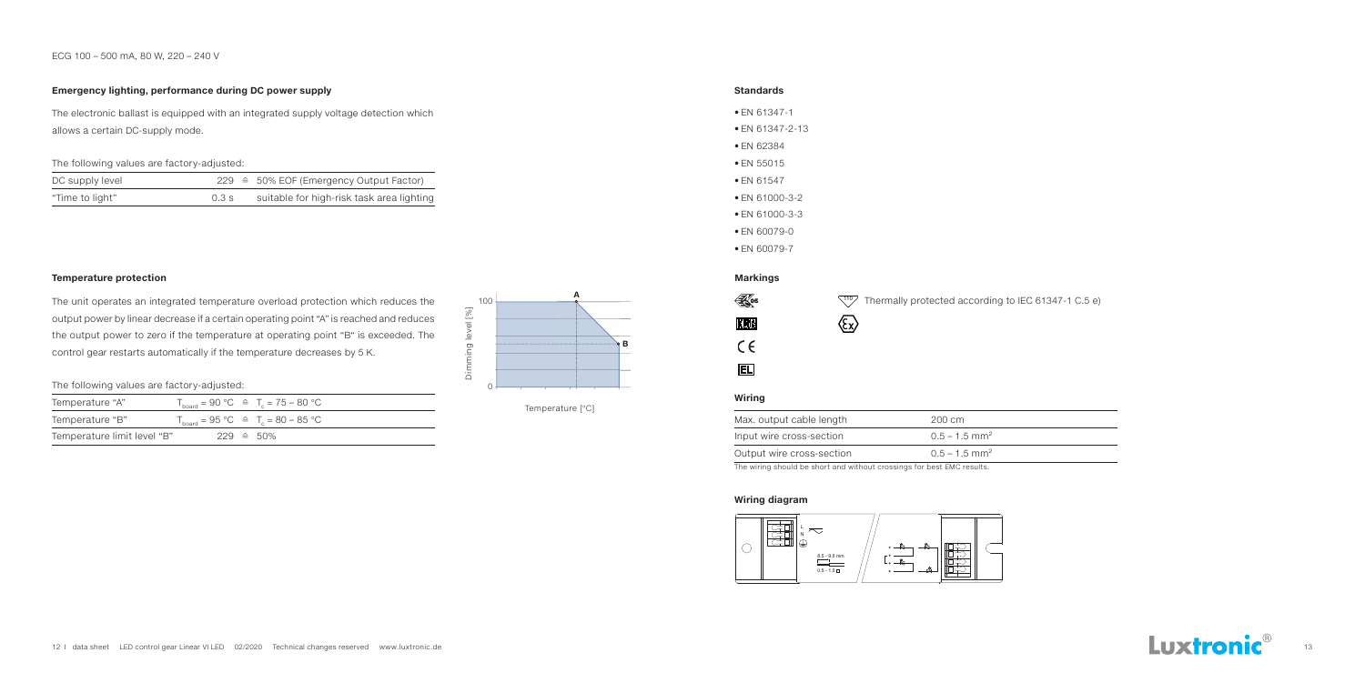ECG 100 – 500 mA, 80 W, 220 – 240 V

## Emergency lighting, performance during DC power supply

The electronic ballast is equipped with an integrated supply voltage detection which allows a certain DC-supply mode.

The following values are factory-adjusted:

| | | |
|---|---|---|
| DC supply level | 229 ≙ | 50% EOF (Emergency Output Factor) |
| "Time to light" | 0.3 s | suitable for high-risk task area lighting |

## Temperature protection

The unit operates an integrated temperature overload protection which reduces the output power by linear decrease if a certain operating point "A" is reached and reduces the output power to zero if the temperature at operating point "B" is exceeded. The control gear restarts automatically if the temperature decreases by 5 K.

The following values are factory-adjusted:

| | |
|---|---|
| Temperature "A" | $T_{board}$ = 90 °C ≙ $T_c$ = 75 – 80 °C |
| Temperature "B" | $T_{board}$ = 95 °C ≙ $T_c$ = 80 – 85 °C |
| Temperature limit level "B" | 229 ≙ 50% |

## Standards

- EN 61347-1
- EN 61347-2-13
- EN 62384
- EN 55015
- EN 61547
- EN 61000-3-2
- EN 61000-3-3
- EN 60079-0
- EN 60079-7

## Markings

Thermally protected according to IEC 61347-1 C.5 e)

## Wiring

| | |
|---|---|
| Max. output cable length | 200 cm |
| Input wire cross-section | 0.5 – 1.5 mm² |
| Output wire cross-section | 0.5 – 1.5 mm² |

The wiring should be short and without crossings for best EMC results.

## Wiring diagram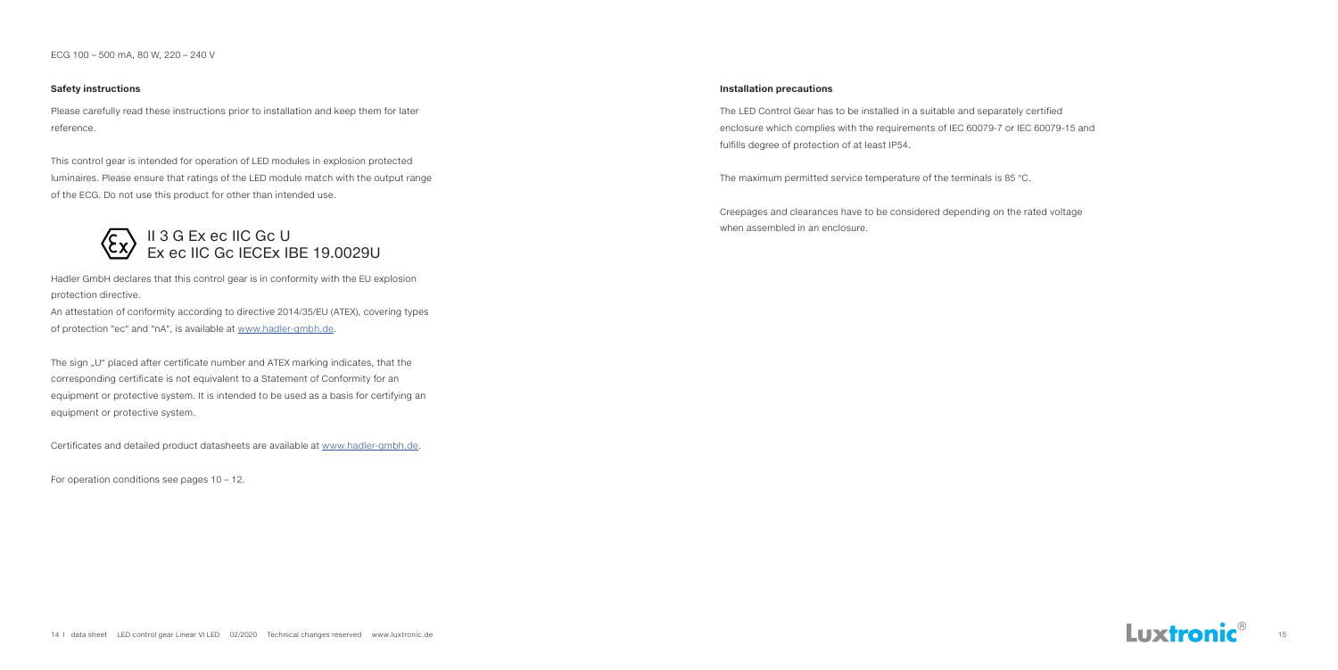ECG 100 – 500 mA, 80 W, 220 – 240 V

**Safety instructions**

Please carefully read these instructions prior to installation and keep them for later reference.

This control gear is intended for operation of LED modules in explosion protected luminaires. Please ensure that ratings of the LED module match with the output range of the ECG. Do not use this product for other than intended use.

II 3 G Ex ec IIC Gc U
Ex ec IIC Gc IECEx IBE 19.0029U

Hadler GmbH declares that this control gear is in conformity with the EU explosion protection directive.
An attestation of conformity according to directive 2014/35/EU (ATEX), covering types of protection "ec" and "nA", is available at www.hadler-gmbh.de.

The sign „U" placed after certificate number and ATEX marking indicates, that the corresponding certificate is not equivalent to a Statement of Conformity for an equipment or protective system. It is intended to be used as a basis for certifying an equipment or protective system.

Certificates and detailed product datasheets are available at www.hadler-gmbh.de.

For operation conditions see pages 10 – 12.

**Installation precautions**

The LED Control Gear has to be installed in a suitable and separately certified enclosure which complies with the requirements of IEC 60079-7 or IEC 60079-15 and fulfills degree of protection of at least IP54.

The maximum permitted service temperature of the terminals is 85 °C.

Creepages and clearances have to be considered depending on the rated voltage when assembled in an enclosure.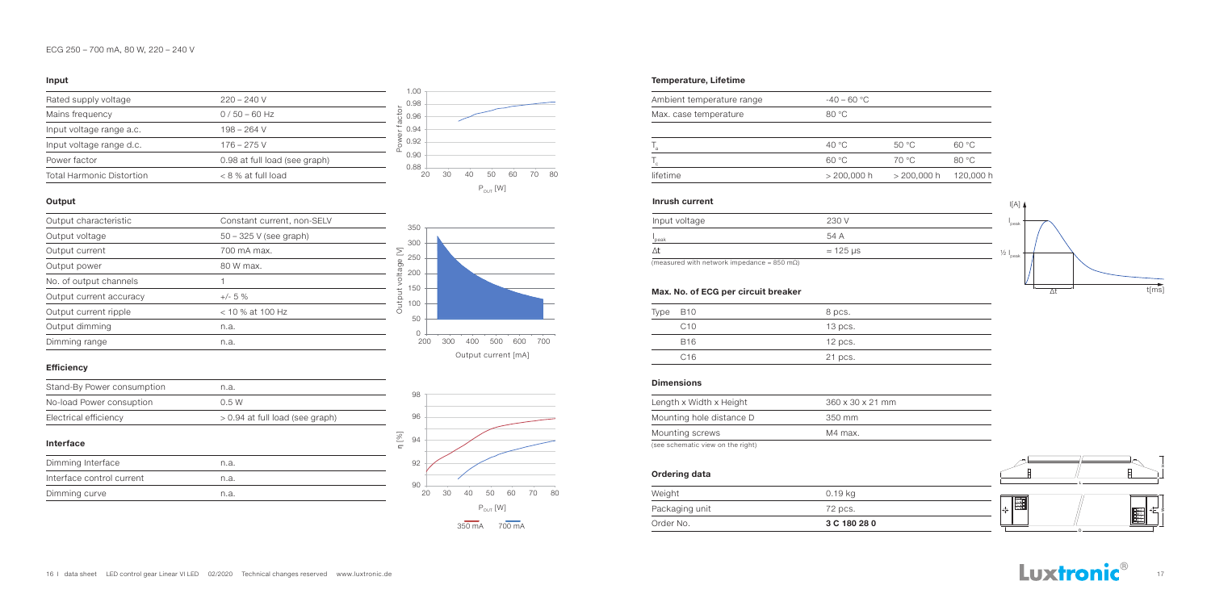ECG 250 – 700 mA, 80 W, 220 – 240 V

### Input

| | |
|---|---|
| Rated supply voltage | 220 – 240 V |
| Mains frequency | 0 / 50 – 60 Hz |
| Input voltage range a.c. | 198 – 264 V |
| Input voltage range d.c. | 176 – 275 V |
| Power factor | 0.98 at full load (see graph) |
| Total Harmonic Distortion | < 8 % at full load |

### Output

| | |
|---|---|
| Output characteristic | Constant current, non-SELV |
| Output voltage | 50 – 325 V (see graph) |
| Output current | 700 mA max. |
| Output power | 80 W max. |
| No. of output channels | 1 |
| Output current accuracy | +/- 5 % |
| Output current ripple | < 10 % at 100 Hz |
| Output dimming | n.a. |
| Dimming range | n.a. |

### Efficiency

| | |
|---|---|
| Stand-By Power consumption | n.a. |
| No-load Power consuption | 0.5 W |
| Electrical efficiency | > 0.94 at full load (see graph) |

### Interface

| | |
|---|---|
| Dimming Interface | n.a. |
| Interface control current | n.a. |
| Dimming curve | n.a. |

350 mA 700 mA

### Temperature, Lifetime

| | | | |
|---|---|---|---|
| Ambient temperature range | -40 – 60 °C | | |
| Max. case temperature | 80 °C | | |
| $T_a$ | 40 °C | 50 °C | 60 °C |
| $T_c$ | 60 °C | 70 °C | 80 °C |
| lifetime | > 200,000 h | > 200,000 h | 120,000 h |

### Inrush current

| | |
|---|---|
| Input voltage | 230 V |
| $I_{peak}$ | 54 A |
| $\Delta t$ | = 125 µs |

(measured with network impedance = 850 mΩ)

### Max. No. of ECG per circuit breaker

| Type | |
|---|---|
| B10 | 8 pcs. |
| C10 | 13 pcs. |
| B16 | 12 pcs. |
| C16 | 21 pcs. |

### Dimensions

| | |
|---|---|
| Length x Width x Height | 360 x 30 x 21 mm |
| Mounting hole distance D | 350 mm |
| Mounting screws | M4 max. |

(see schematic view on the right)

### Ordering data

| | |
|---|---|
| Weight | 0.19 kg |
| Packaging unit | 72 pcs. |
| Order No. | **3 C 180 28 0** |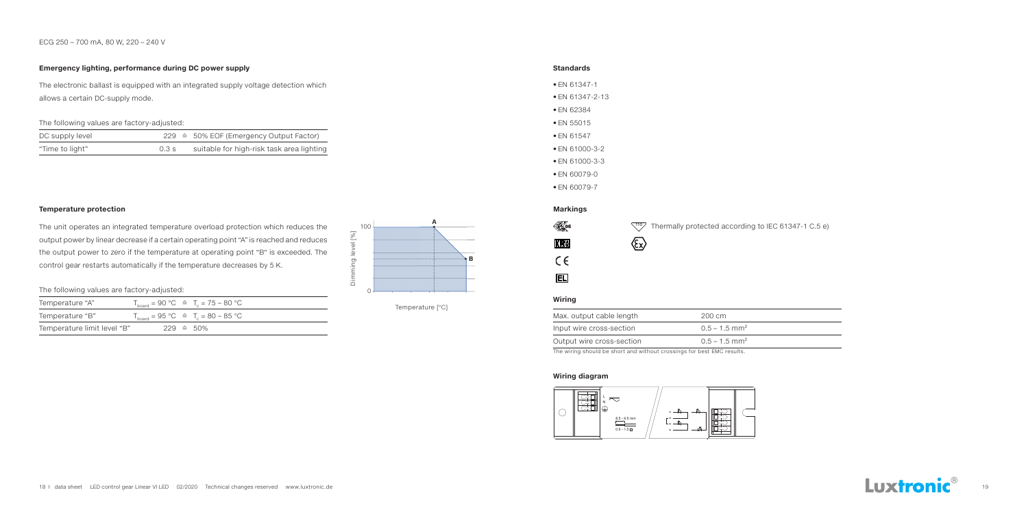ECG 250 – 700 mA, 80 W, 220 – 240 V

### Emergency lighting, performance during DC power supply

The electronic ballast is equipped with an integrated supply voltage detection which allows a certain DC-supply mode.

The following values are factory-adjusted:

| | | |
|---|---|---|
| DC supply level | 229 ≙ | 50% EOF (Emergency Output Factor) |
| "Time to light" | 0.3 s | suitable for high-risk task area lighting |

### Temperature protection

The unit operates an integrated temperature overload protection which reduces the output power by linear decrease if a certain operating point "A" is reached and reduces the output power to zero if the temperature at operating point "B" is exceeded. The control gear restarts automatically if the temperature decreases by 5 K.

The following values are factory-adjusted:

| | |
|---|---|
| Temperature "A" | $T_{board}$ = 90 °C ≙ $T_c$ = 75 – 80 °C |
| Temperature "B" | $T_{board}$ = 95 °C ≙ $T_c$ = 80 – 85 °C |
| Temperature limit level "B" | 229 ≙ 50% |

### Standards

- EN 61347-1
- EN 61347-2-13
- EN 62384
- EN 55015
- EN 61547
- EN 61000-3-2
- EN 61000-3-3
- EN 60079-0
- EN 60079-7

### Markings

Thermally protected according to IEC 61347-1 C.5 e)

### Wiring

| | |
|---|---|
| Max. output cable length | 200 cm |
| Input wire cross-section | 0.5 – 1.5 mm² |
| Output wire cross-section | 0.5 – 1.5 mm² |

The wiring should be short and without crossings for best EMC results.

### Wiring diagram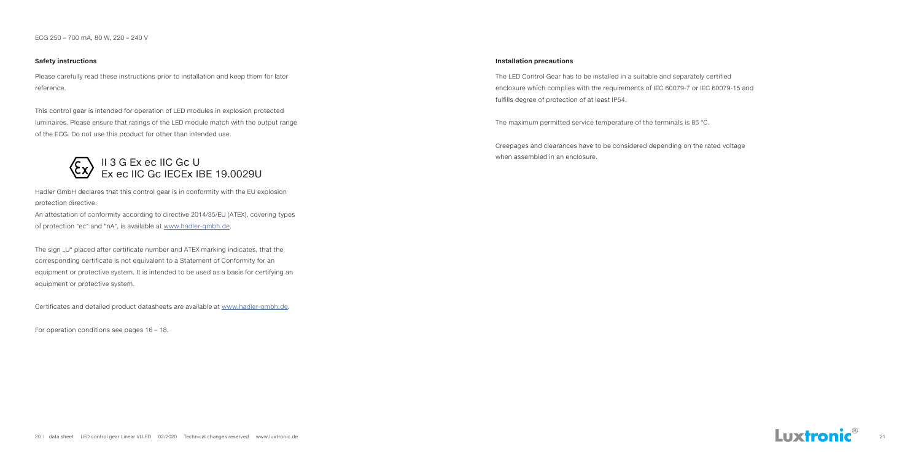ECG 250 – 700 mA, 80 W, 220 – 240 V

### Safety instructions

Please carefully read these instructions prior to installation and keep them for later reference.

This control gear is intended for operation of LED modules in explosion protected luminaires. Please ensure that ratings of the LED module match with the output range of the ECG. Do not use this product for other than intended use.

II 3 G Ex ec IIC Gc U
Ex ec IIC Gc IECEx IBE 19.0029U

Hadler GmbH declares that this control gear is in conformity with the EU explosion protection directive.
An attestation of conformity according to directive 2014/35/EU (ATEX), covering types of protection "ec" and "nA", is available at www.hadler-gmbh.de.

The sign „U" placed after certificate number and ATEX marking indicates, that the corresponding certificate is not equivalent to a Statement of Conformity for an equipment or protective system. It is intended to be used as a basis for certifying an equipment or protective system.

Certificates and detailed product datasheets are available at www.hadler-gmbh.de.

For operation conditions see pages 16 – 18.

### Installation precautions

The LED Control Gear has to be installed in a suitable and separately certified enclosure which complies with the requirements of IEC 60079-7 or IEC 60079-15 and fulfills degree of protection of at least IP54.

The maximum permitted service temperature of the terminals is 85 °C.

Creepages and clearances have to be considered depending on the rated voltage when assembled in an enclosure.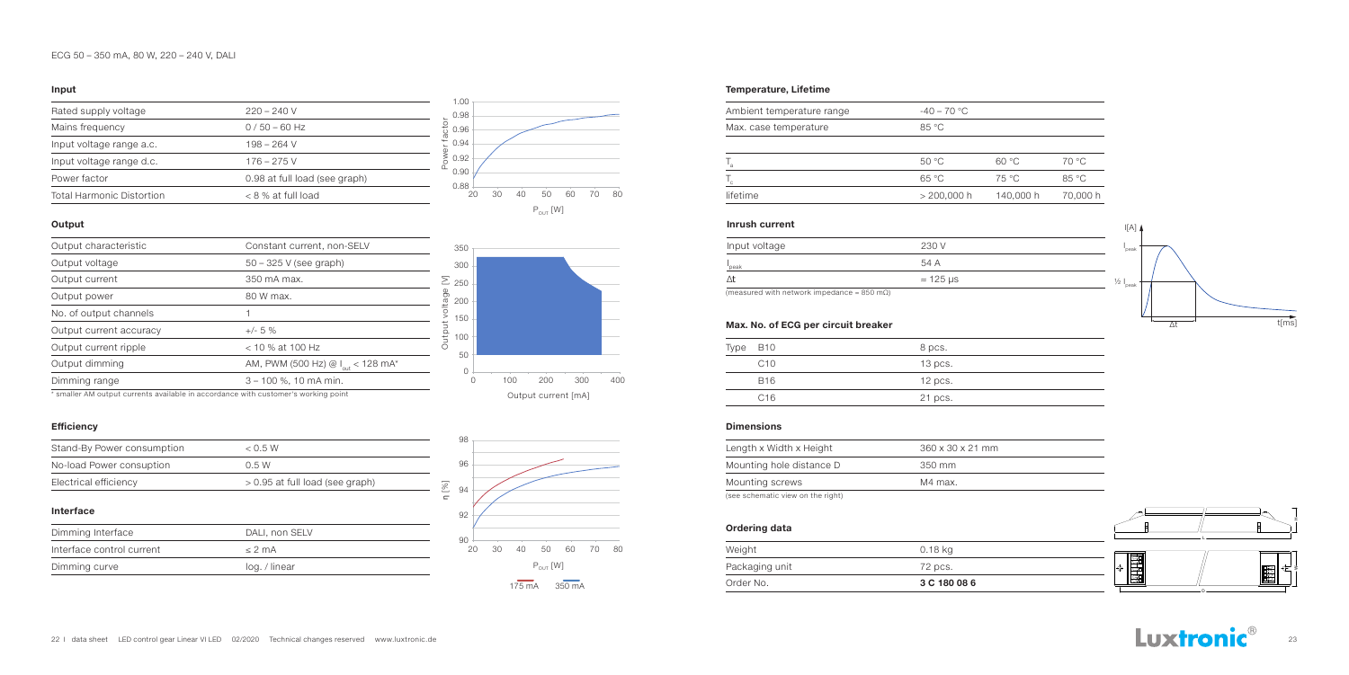ECG 50 – 350 mA, 80 W, 220 – 240 V, DALI

## Input

| | |
|---|---|
| Rated supply voltage | 220 – 240 V |
| Mains frequency | 0 / 50 – 60 Hz |
| Input voltage range a.c. | 198 – 264 V |
| Input voltage range d.c. | 176 – 275 V |
| Power factor | 0.98 at full load (see graph) |
| Total Harmonic Distortion | < 8 % at full load |

## Output

| | |
|---|---|
| Output characteristic | Constant current, non-SELV |
| Output voltage | 50 – 325 V (see graph) |
| Output current | 350 mA max. |
| Output power | 80 W max. |
| No. of output channels | 1 |
| Output current accuracy | +/- 5 % |
| Output current ripple | < 10 % at 100 Hz |
| Output dimming | AM, PWM (500 Hz) @ $I_{out}$ < 128 mA* |
| Dimming range | 3 – 100 %, 10 mA min. |

\* smaller AM output currents available in accordance with customer's working point

## Efficiency

| | |
|---|---|
| Stand-By Power consumption | < 0.5 W |
| No-load Power consuption | 0.5 W |
| Electrical efficiency | > 0.95 at full load (see graph) |

## Interface

| | |
|---|---|
| Dimming Interface | DALI, non SELV |
| Interface control current | ≤ 2 mA |
| Dimming curve | log. / linear |

## Temperature, Lifetime

| | | | |
|---|---|---|---|
| Ambient temperature range | -40 – 70 °C | | |
| Max. case temperature | 85 °C | | |
| $T_a$ | 50 °C | 60 °C | 70 °C |
| $T_c$ | 65 °C | 75 °C | 85 °C |
| lifetime | > 200,000 h | 140,000 h | 70,000 h |

## Inrush current

| | |
|---|---|
| Input voltage | 230 V |
| $I_{peak}$ | 54 A |
| Δt | ≈ 125 µs |

(measured with network impedance = 850 mΩ)

## Max. No. of ECG per circuit breaker

| Type | |
|---|---|
| B10 | 8 pcs. |
| C10 | 13 pcs. |
| B16 | 12 pcs. |
| C16 | 21 pcs. |

## Dimensions

| | |
|---|---|
| Length x Width x Height | 360 x 30 x 21 mm |
| Mounting hole distance D | 350 mm |
| Mounting screws | M4 max. |

(see schematic view on the right)

## Ordering data

| | |
|---|---|
| Weight | 0.18 kg |
| Packaging unit | 72 pcs. |
| Order No. | **3 C 180 08 6** |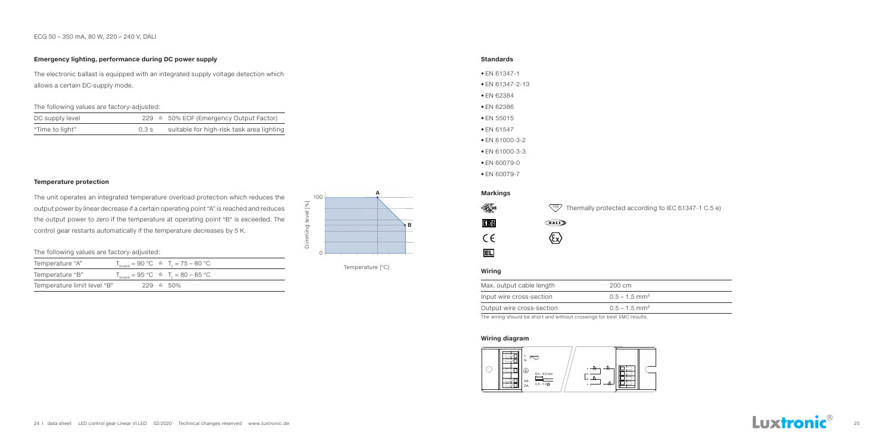ECG 50 – 350 mA, 80 W, 220 – 240 V, DALI

### Emergency lighting, performance during DC power supply

The electronic ballast is equipped with an integrated supply voltage detection which allows a certain DC-supply mode.

The following values are factory-adjusted:

| | | |
|---|---|---|
| DC supply level | 229 ≙ | 50% EOF (Emergency Output Factor) |
| "Time to light" | 0.3 s | suitable for high-risk task area lighting |

### Temperature protection

The unit operates an integrated temperature overload protection which reduces the output power by linear decrease if a certain operating point "A" is reached and reduces the output power to zero if the temperature at operating point "B" is exceeded. The control gear restarts automatically if the temperature decreases by 5 K.

The following values are factory-adjusted:

| | |
|---|---|
| Temperature "A" | $T_{board}$ = 90 °C ≙ $T_c$ = 75 – 80 °C |
| Temperature "B" | $T_{board}$ = 95 °C ≙ $T_c$ = 80 – 85 °C |
| Temperature limit level "B" | 229 ≙ 50% |

Dimming level [%] 100 A B 0 Temperature [°C]

### Standards

- EN 61347-1
- EN 61347-2-13
- EN 62384
- EN 62386
- EN 55015
- EN 61547
- EN 61000-3-2
- EN 61000-3-3
- EN 60079-0
- EN 60079-7

### Markings

110 Thermally protected according to IEC 61347-1 C.5 e)

DALI

### Wiring

| | |
|---|---|
| Max. output cable length | 200 cm |
| Input wire cross-section | 0.5 – 1.5 mm² |
| Output wire cross-section | 0.5 – 1.5 mm² |

The wiring should be short and without crossings for best EMC results.

### Wiring diagram

L N DA DA 8.5 - 9.5 mm 0.5 - 1.5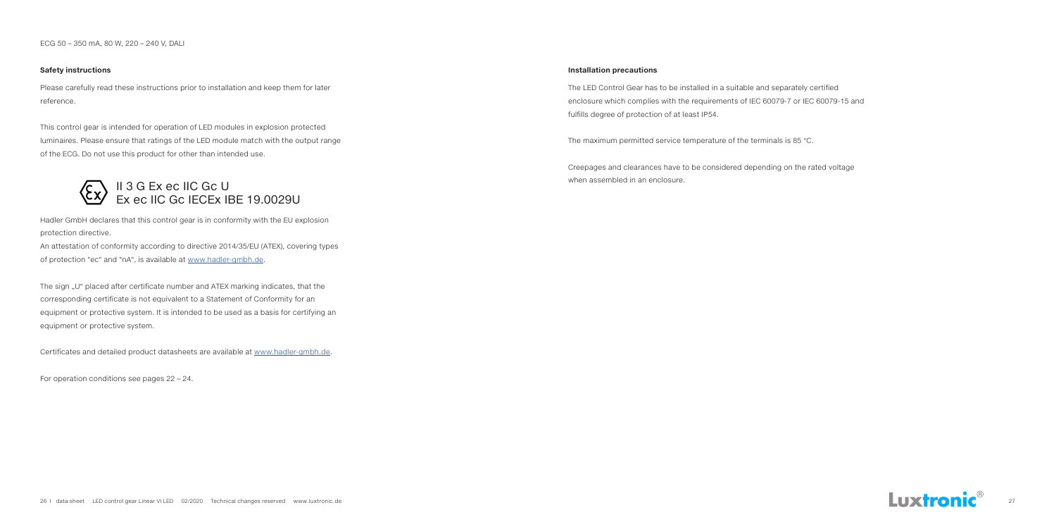ECG 50 – 350 mA, 80 W, 220 – 240 V, DALI

**Safety instructions**

Please carefully read these instructions prior to installation and keep them for later reference.

This control gear is intended for operation of LED modules in explosion protected luminaires. Please ensure that ratings of the LED module match with the output range of the ECG. Do not use this product for other than intended use.

II 3 G Ex ec IIC Gc U
Ex ec IIC Gc IECEx IBE 19.0029U

Hadler GmbH declares that this control gear is in conformity with the EU explosion protection directive.
An attestation of conformity according to directive 2014/35/EU (ATEX), covering types of protection "ec" and "nA", is available at www.hadler-gmbh.de.

The sign „U" placed after certificate number and ATEX marking indicates, that the corresponding certificate is not equivalent to a Statement of Conformity for an equipment or protective system. It is intended to be used as a basis for certifying an equipment or protective system.

Certificates and detailed product datasheets are available at www.hadler-gmbh.de.

For operation conditions see pages 22 – 24.

**Installation precautions**

The LED Control Gear has to be installed in a suitable and separately certified enclosure which complies with the requirements of IEC 60079-7 or IEC 60079-15 and fulfills degree of protection of at least IP54.

The maximum permitted service temperature of the terminals is 85 °C.

Creepages and clearances have to be considered depending on the rated voltage when assembled in an enclosure.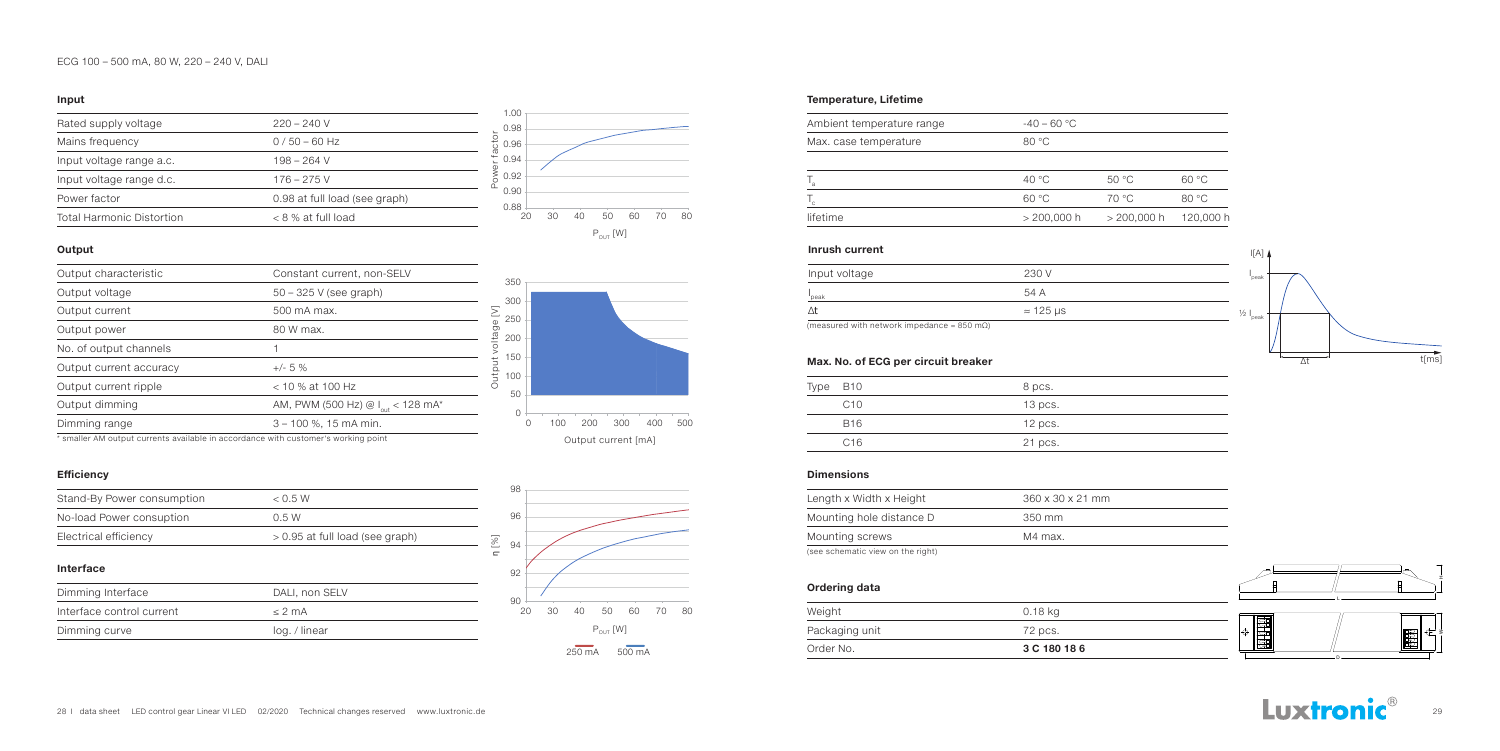ECG 100 – 500 mA, 80 W, 220 – 240 V, DALI

### Input

| Rated supply voltage | 220 – 240 V |
|---|---|
| Mains frequency | 0 / 50 – 60 Hz |
| Input voltage range a.c. | 198 – 264 V |
| Input voltage range d.c. | 176 – 275 V |
| Power factor | 0.98 at full load (see graph) |
| Total Harmonic Distortion | < 8 % at full load |

### Output

| Output characteristic | Constant current, non-SELV |
|---|---|
| Output voltage | 50 – 325 V (see graph) |
| Output current | 500 mA max. |
| Output power | 80 W max. |
| No. of output channels | 1 |
| Output current accuracy | +/- 5 % |
| Output current ripple | < 10 % at 100 Hz |
| Output dimming | AM, PWM (500 Hz) @ $I_{out}$ < 128 mA* |
| Dimming range | 3 – 100 %, 15 mA min. |

\* smaller AM output currents available in accordance with customer's working point

### Efficiency

| Stand-By Power consumption | < 0.5 W |
|---|---|
| No-load Power consuption | 0.5 W |
| Electrical efficiency | > 0.95 at full load (see graph) |

### Interface

| Dimming Interface | DALI, non SELV |
|---|---|
| Interface control current | ≤ 2 mA |
| Dimming curve | log. / linear |

### Temperature, Lifetime

| Ambient temperature range | -40 – 60 °C | | |
|---|---|---|---|
| Max. case temperature | 80 °C | | |
| $T_a$ | 40 °C | 50 °C | 60 °C |
| $T_c$ | 60 °C | 70 °C | 80 °C |
| lifetime | > 200,000 h | > 200,000 h | 120,000 h |

### Inrush current

| Input voltage | 230 V |
|---|---|
| $I_{peak}$ | 54 A |
| Δt | ≈ 125 µs |

(measured with network impedance = 850 mΩ)

### Max. No. of ECG per circuit breaker

| Type | | |
|---|---|---|
| | B10 | 8 pcs. |
| | C10 | 13 pcs. |
| | B16 | 12 pcs. |
| | C16 | 21 pcs. |

### Dimensions

| Length x Width x Height | 360 x 30 x 21 mm |
|---|---|
| Mounting hole distance D | 350 mm |
| Mounting screws | M4 max. |

(see schematic view on the right)

### Ordering data

| Weight | 0.18 kg |
|---|---|
| Packaging unit | 72 pcs. |
| Order No. | **3 C 180 18 6** |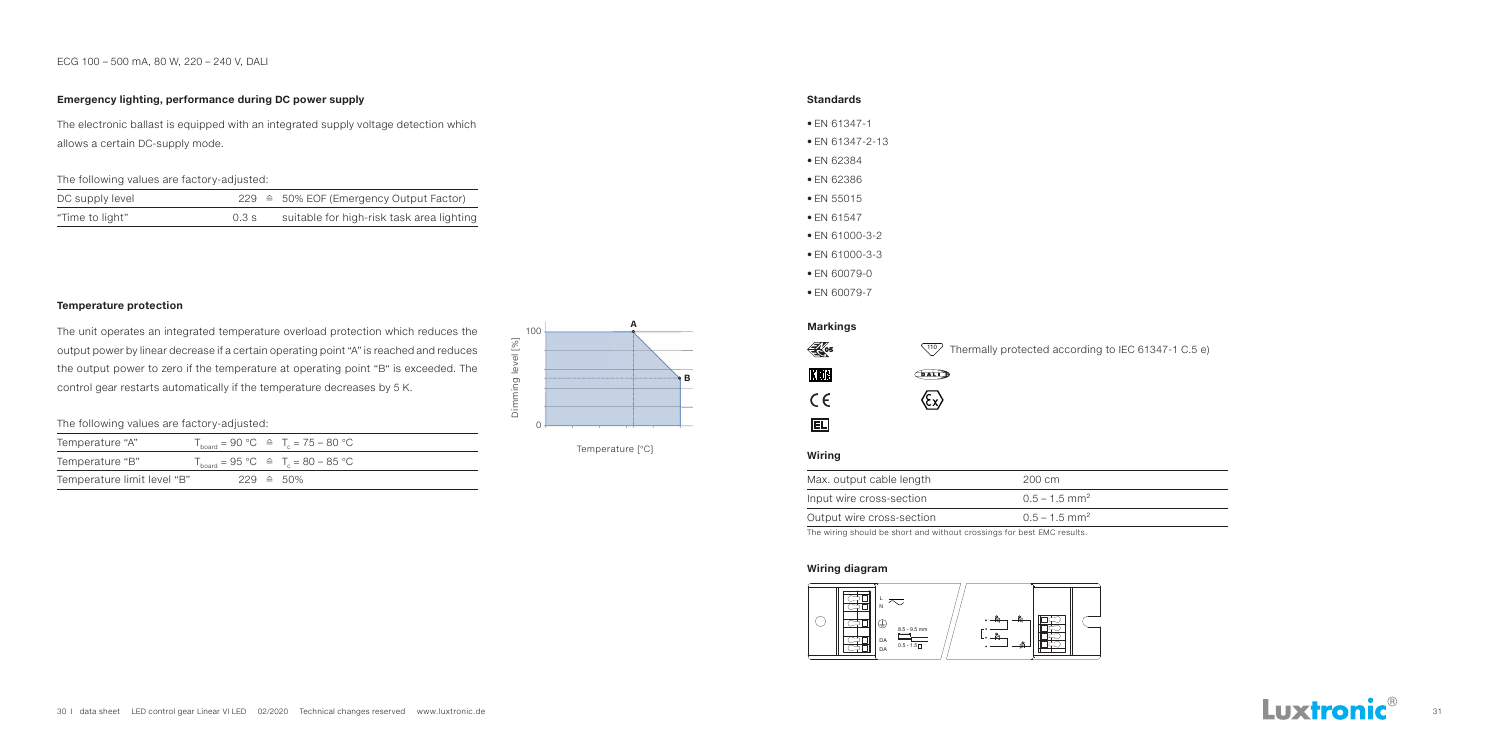ECG 100 – 500 mA, 80 W, 220 – 240 V, DALI

### Emergency lighting, performance during DC power supply

The electronic ballast is equipped with an integrated supply voltage detection which allows a certain DC-supply mode.

The following values are factory-adjusted:

| | | |
|---|---|---|
| DC supply level | 229 ≙ | 50% EOF (Emergency Output Factor) |
| "Time to light" | 0.3 s | suitable for high-risk task area lighting |

### Temperature protection

The unit operates an integrated temperature overload protection which reduces the output power by linear decrease if a certain operating point "A" is reached and reduces the output power to zero if the temperature at operating point "B" is exceeded. The control gear restarts automatically if the temperature decreases by 5 K.

The following values are factory-adjusted:

| | |
|---|---|
| Temperature "A" | $T_{board}$ = 90 °C ≙ $T_c$ = 75 – 80 °C |
| Temperature "B" | $T_{board}$ = 95 °C ≙ $T_c$ = 80 – 85 °C |
| Temperature limit level "B" | 229 ≙ 50% |

Dimming level [%]

Temperature [°C]

### Standards

- EN 61347-1
- EN 61347-2-13
- EN 62384
- EN 62386
- EN 55015
- EN 61547
- EN 61000-3-2
- EN 61000-3-3
- EN 60079-0
- EN 60079-7

### Markings

Thermally protected according to IEC 61347-1 C.5 e)

### Wiring

| | |
|---|---|
| Max. output cable length | 200 cm |
| Input wire cross-section | 0.5 – 1.5 mm² |
| Output wire cross-section | 0.5 – 1.5 mm² |

The wiring should be short and without crossings for best EMC results.

### Wiring diagram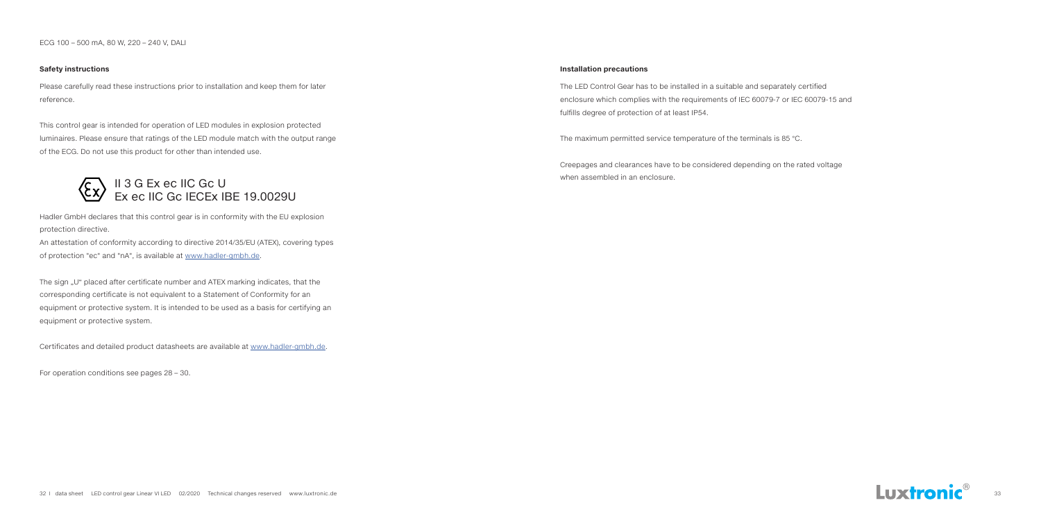ECG 100 – 500 mA, 80 W, 220 – 240 V, DALI

### Safety instructions

Please carefully read these instructions prior to installation and keep them for later reference.

This control gear is intended for operation of LED modules in explosion protected luminaires. Please ensure that ratings of the LED module match with the output range of the ECG. Do not use this product for other than intended use.

II 3 G Ex ec IIC Gc U
Ex ec IIC Gc IECEx IBE 19.0029U

Hadler GmbH declares that this control gear is in conformity with the EU explosion protection directive.
An attestation of conformity according to directive 2014/35/EU (ATEX), covering types of protection "ec" and "nA", is available at www.hadler-gmbh.de.

The sign „U" placed after certificate number and ATEX marking indicates, that the corresponding certificate is not equivalent to a Statement of Conformity for an equipment or protective system. It is intended to be used as a basis for certifying an equipment or protective system.

Certificates and detailed product datasheets are available at www.hadler-gmbh.de.

For operation conditions see pages 28 – 30.

### Installation precautions

The LED Control Gear has to be installed in a suitable and separately certified enclosure which complies with the requirements of IEC 60079-7 or IEC 60079-15 and fulfills degree of protection of at least IP54.

The maximum permitted service temperature of the terminals is 85 °C.

Creepages and clearances have to be considered depending on the rated voltage when assembled in an enclosure.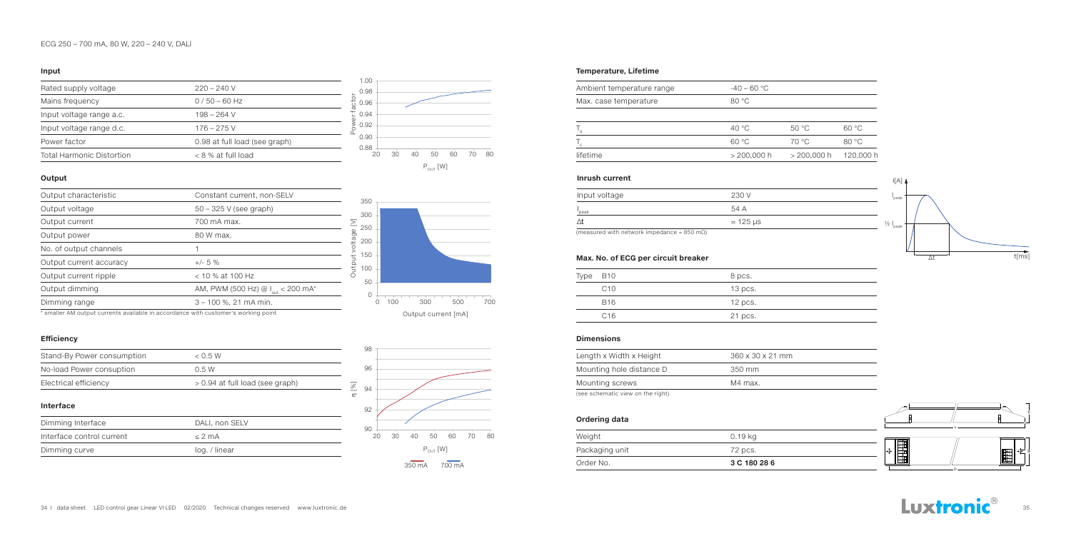ECG 250 – 700 mA, 80 W, 220 – 240 V, DALI

### Input

| | |
|---|---|
| Rated supply voltage | 220 – 240 V |
| Mains frequency | 0 / 50 – 60 Hz |
| Input voltage range a.c. | 198 – 264 V |
| Input voltage range d.c. | 176 – 275 V |
| Power factor | 0.98 at full load (see graph) |
| Total Harmonic Distortion | < 8 % at full load |

### Output

| | |
|---|---|
| Output characteristic | Constant current, non-SELV |
| Output voltage | 50 – 325 V (see graph) |
| Output current | 700 mA max. |
| Output power | 80 W max. |
| No. of output channels | 1 |
| Output current accuracy | +/- 5 % |
| Output current ripple | < 10 % at 100 Hz |
| Output dimming | AM, PWM (500 Hz) @ $I_{out}$ < 200 mA* |
| Dimming range | 3 – 100 %, 21 mA min. |

\* smaller AM output currents available in accordance with customer's working point

### Efficiency

| | |
|---|---|
| Stand-By Power consumption | < 0.5 W |
| No-load Power consuption | 0.5 W |
| Electrical efficiency | > 0.94 at full load (see graph) |

### Interface

| | |
|---|---|
| Dimming Interface | DALI, non SELV |
| Interface control current | ≤ 2 mA |
| Dimming curve | log. / linear |

### Temperature, Lifetime

| | | | |
|---|---|---|---|
| Ambient temperature range | -40 – 60 °C | | |
| Max. case temperature | 80 °C | | |
| $T_a$ | 40 °C | 50 °C | 60 °C |
| $T_c$ | 60 °C | 70 °C | 80 °C |
| lifetime | > 200,000 h | > 200,000 h | 120,000 h |

### Inrush current

| | |
|---|---|
| Input voltage | 230 V |
| $I_{peak}$ | 54 A |
| Δt | ≈ 125 µs |

(measured with network impedance = 850 mΩ)

### Max. No. of ECG per circuit breaker

| Type | | |
|---|---|---|
| | B10 | 8 pcs. |
| | C10 | 13 pcs. |
| | B16 | 12 pcs. |
| | C16 | 21 pcs. |

### Dimensions

| | |
|---|---|
| Length x Width x Height | 360 x 30 x 21 mm |
| Mounting hole distance D | 350 mm |
| Mounting screws | M4 max. |

(see schematic view on the right)

### Ordering data

| | |
|---|---|
| Weight | 0.19 kg |
| Packaging unit | 72 pcs. |
| Order No. | **3 C 180 28 6** |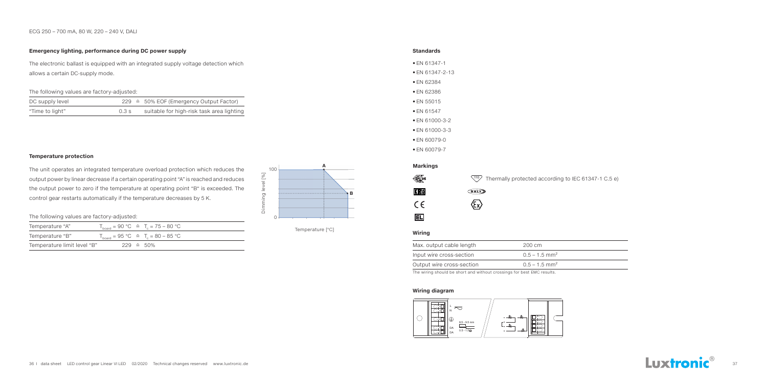ECG 250 – 700 mA, 80 W, 220 – 240 V, DALI

### Emergency lighting, performance during DC power supply

The electronic ballast is equipped with an integrated supply voltage detection which allows a certain DC-supply mode.

The following values are factory-adjusted:

| | | |
|---|---|---|
| DC supply level | 229 ≙ | 50% EOF (Emergency Output Factor) |
| "Time to light" | 0.3 s | suitable for high-risk task area lighting |

### Temperature protection

The unit operates an integrated temperature overload protection which reduces the output power by linear decrease if a certain operating point "A" is reached and reduces the output power to zero if the temperature at operating point "B" is exceeded. The control gear restarts automatically if the temperature decreases by 5 K.

The following values are factory-adjusted:

| | |
|---|---|
| Temperature "A" | $T_{board}$ = 90 °C ≙ $T_c$ = 75 – 80 °C |
| Temperature "B" | $T_{board}$ = 95 °C ≙ $T_c$ = 80 – 85 °C |
| Temperature limit level "B" | 229 ≙ 50% |

Dimming level [%]

Temperature [°C]

### Standards

- EN 61347-1
- EN 61347-2-13
- EN 62384
- EN 62386
- EN 55015
- EN 61547
- EN 61000-3-2
- EN 61000-3-3
- EN 60079-0
- EN 60079-7

### Markings

Thermally protected according to IEC 61347-1 C.5 e)

### Wiring

| | |
|---|---|
| Max. output cable length | 200 cm |
| Input wire cross-section | 0.5 – 1.5 mm² |
| Output wire cross-section | 0.5 – 1.5 mm² |

The wiring should be short and without crossings for best EMC results.

### Wiring diagram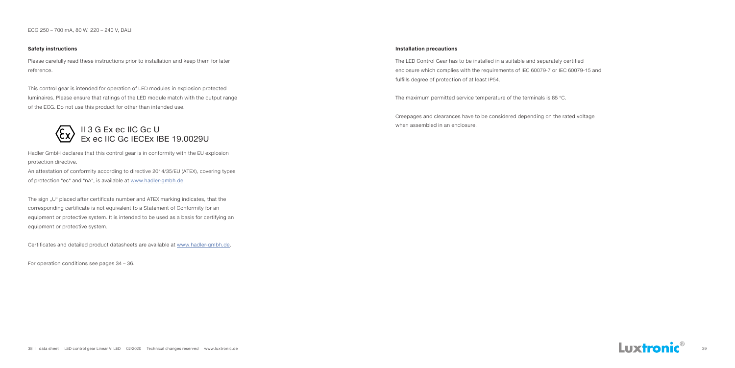ECG 250 – 700 mA, 80 W, 220 – 240 V, DALI

### Safety instructions

Please carefully read these instructions prior to installation and keep them for later reference.

This control gear is intended for operation of LED modules in explosion protected luminaires. Please ensure that ratings of the LED module match with the output range of the ECG. Do not use this product for other than intended use.

II 3 G Ex ec IIC Gc U
Ex ec IIC Gc IECEx IBE 19.0029U

Hadler GmbH declares that this control gear is in conformity with the EU explosion protection directive.
An attestation of conformity according to directive 2014/35/EU (ATEX), covering types of protection "ec" and "nA", is available at www.hadler-gmbh.de.

The sign „U" placed after certificate number and ATEX marking indicates, that the corresponding certificate is not equivalent to a Statement of Conformity for an equipment or protective system. It is intended to be used as a basis for certifying an equipment or protective system.

Certificates and detailed product datasheets are available at www.hadler-gmbh.de.

For operation conditions see pages 34 – 36.

### Installation precautions

The LED Control Gear has to be installed in a suitable and separately certified enclosure which complies with the requirements of IEC 60079-7 or IEC 60079-15 and fulfills degree of protection of at least IP54.

The maximum permitted service temperature of the terminals is 85 °C.

Creepages and clearances have to be considered depending on the rated voltage when assembled in an enclosure.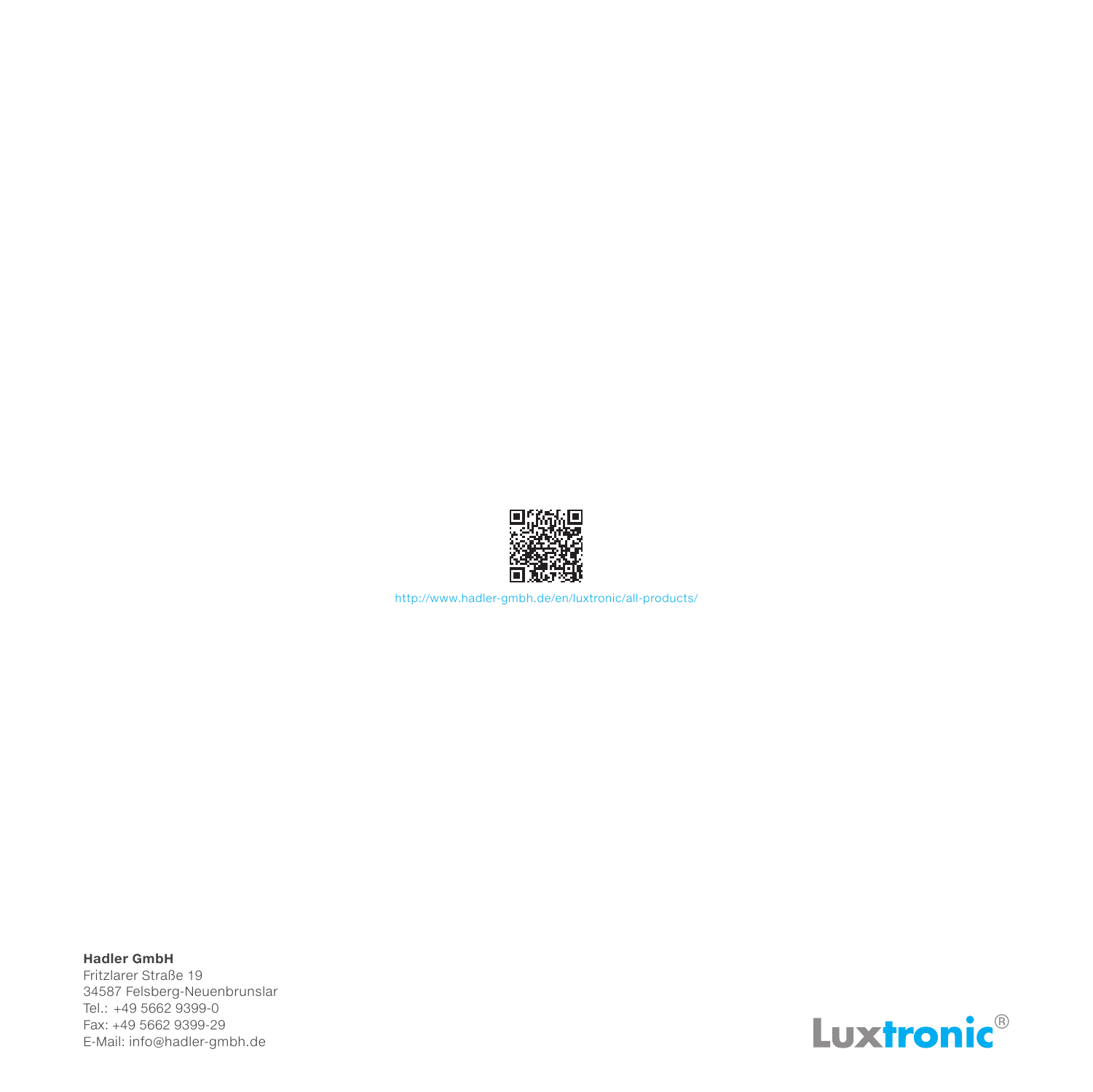http://www.hadler-gmbh.de/en/luxtronic/all-products/

**Hadler GmbH**
Fritzlarer Straße 19
34587 Felsberg-Neuenbrunslar
Tel.: +49 5662 9399-0
Fax: +49 5662 9399-29
E-Mail: info@hadler-gmbh.de

Luxtronic®